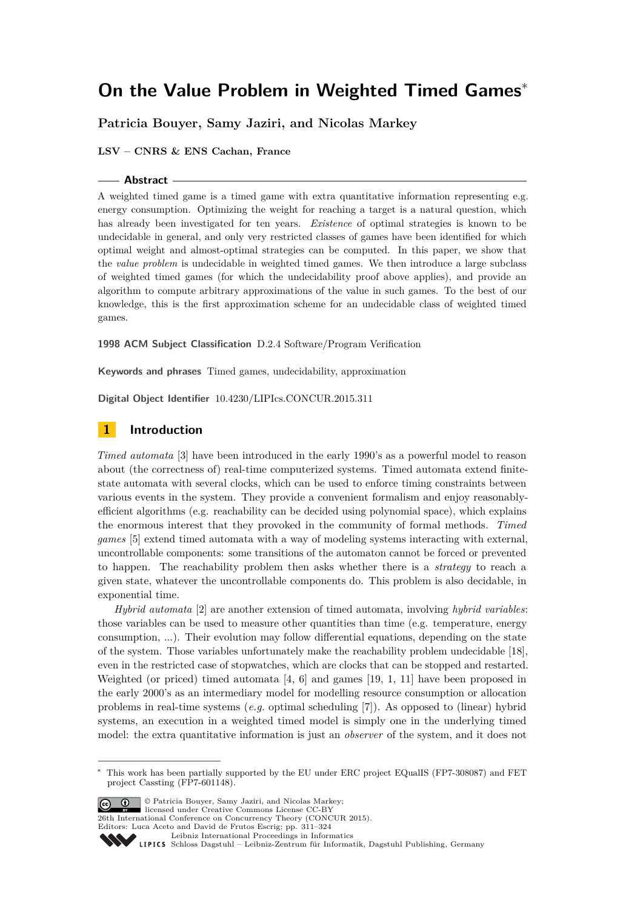# On the Value Problem in Weighted Timed Games*

**Patricia Bouyer, Samy Jaziri, and Nicolas Markey**

**LSV – CNRS & ENS Cachan, France**

## Abstract

A weighted timed game is a timed game with extra quantitative information representing e.g. energy consumption. Optimizing the weight for reaching a target is a natural question, which has already been investigated for ten years. *Existence* of optimal strategies is known to be undecidable in general, and only very restricted classes of games have been identified for which optimal weight and almost-optimal strategies can be computed. In this paper, we show that the *value problem* is undecidable in weighted timed games. We then introduce a large subclass of weighted timed games (for which the undecidability proof above applies), and provide an algorithm to compute arbitrary approximations of the value in such games. To the best of our knowledge, this is the first approximation scheme for an undecidable class of weighted timed games.

**1998 ACM Subject Classification** D.2.4 Software/Program Verification

**Keywords and phrases** Timed games, undecidability, approximation

**Digital Object Identifier** 10.4230/LIPIcs.CONCUR.2015.311

## 1 Introduction

*Timed automata* [3] have been introduced in the early 1990's as a powerful model to reason about (the correctness of) real-time computerized systems. Timed automata extend finite-state automata with several clocks, which can be used to enforce timing constraints between various events in the system. They provide a convenient formalism and enjoy reasonably-efficient algorithms (e.g. reachability can be decided using polynomial space), which explains the enormous interest that they provoked in the community of formal methods. *Timed games* [5] extend timed automata with a way of modeling systems interacting with external, uncontrollable components: some transitions of the automaton cannot be forced or prevented to happen. The reachability problem then asks whether there is a *strategy* to reach a given state, whatever the uncontrollable components do. This problem is also decidable, in exponential time.

*Hybrid automata* [2] are another extension of timed automata, involving *hybrid variables*: those variables can be used to measure other quantities than time (e.g. temperature, energy consumption, ...). Their evolution may follow differential equations, depending on the state of the system. Those variables unfortunately make the reachability problem undecidable [18], even in the restricted case of stopwatches, which are clocks that can be stopped and restarted. Weighted (or priced) timed automata [4, 6] and games [19, 1, 11] have been proposed in the early 2000's as an intermediary model for modelling resource consumption or allocation problems in real-time systems (*e.g.* optimal scheduling [7]). As opposed to (linear) hybrid systems, an execution in a weighted timed model is simply one in the underlying timed model: the extra quantitative information is just an *observer* of the system, and it does not

---

* This work has been partially supported by the EU under ERC project EQualIS (FP7-308087) and FET project Cassting (FP7-601148).

© Patricia Bouyer, Samy Jaziri, and Nicolas Markey; licensed under Creative Commons License CC-BY
26th International Conference on Concurrency Theory (CONCUR 2015).
Editors: Luca Aceto and David de Frutos Escrig; pp. 311–324
Leibniz International Proceedings in Informatics
Schloss Dagstuhl – Leibniz-Zentrum für Informatik, Dagstuhl Publishing, Germany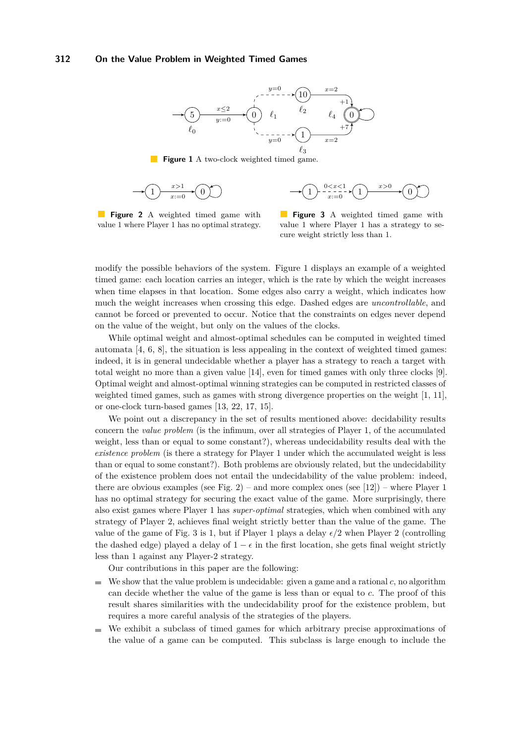**Figure 1** A two-clock weighted timed game.

**Figure 2** A weighted timed game with value 1 where Player 1 has no optimal strategy.

**Figure 3** A weighted timed game with value 1 where Player 1 has a strategy to secure weight strictly less than 1.

modify the possible behaviors of the system. Figure 1 displays an example of a weighted timed game: each location carries an integer, which is the rate by which the weight increases when time elapses in that location. Some edges also carry a weight, which indicates how much the weight increases when crossing this edge. Dashed edges are *uncontrollable*, and cannot be forced or prevented to occur. Notice that the constraints on edges never depend on the value of the weight, but only on the values of the clocks.

While optimal weight and almost-optimal schedules can be computed in weighted timed automata [4, 6, 8], the situation is less appealing in the context of weighted timed games: indeed, it is in general undecidable whether a player has a strategy to reach a target with total weight no more than a given value [14], even for timed games with only three clocks [9]. Optimal weight and almost-optimal winning strategies can be computed in restricted classes of weighted timed games, such as games with strong divergence properties on the weight [1, 11], or one-clock turn-based games [13, 22, 17, 15].

We point out a discrepancy in the set of results mentioned above: decidability results concern the *value problem* (is the infimum, over all strategies of Player 1, of the accumulated weight, less than or equal to some constant?), whereas undecidability results deal with the *existence problem* (is there a strategy for Player 1 under which the accumulated weight is less than or equal to some constant?). Both problems are obviously related, but the undecidability of the existence problem does not entail the undecidability of the value problem: indeed, there are obvious examples (see Fig. 2) – and more complex ones (see [12]) – where Player 1 has no optimal strategy for securing the exact value of the game. More surprisingly, there also exist games where Player 1 has *super-optimal* strategies, which when combined with any strategy of Player 2, achieves final weight strictly better than the value of the game. The value of the game of Fig. 3 is 1, but if Player 1 plays a delay $\epsilon/2$ when Player 2 (controlling the dashed edge) played a delay of $1-\epsilon$ in the first location, she gets final weight strictly less than 1 against any Player-2 strategy.

Our contributions in this paper are the following:

- We show that the value problem is undecidable: given a game and a rational $c$, no algorithm can decide whether the value of the game is less than or equal to $c$. The proof of this result shares similarities with the undecidability proof for the existence problem, but requires a more careful analysis of the strategies of the players.
- We exhibit a subclass of timed games for which arbitrary precise approximations of the value of a game can be computed. This subclass is large enough to include the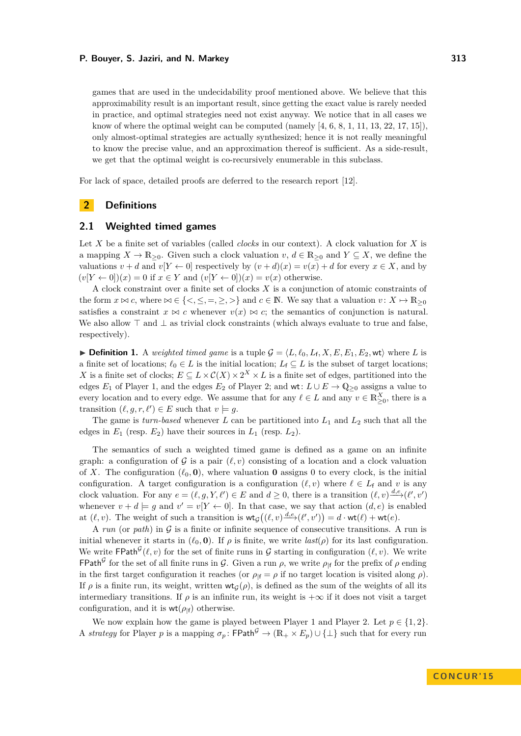games that are used in the undecidability proof mentioned above. We believe that this approximability result is an important result, since getting the exact value is rarely needed in practice, and optimal strategies need not exist anyway. We notice that in all cases we know of where the optimal weight can be computed (namely [4, 6, 8, 1, 11, 13, 22, 17, 15]), only almost-optimal strategies are actually synthesized; hence it is not really meaningful to know the precise value, and an approximation thereof is sufficient. As a side-result, we get that the optimal weight is co-recursively enumerable in this subclass.

For lack of space, detailed proofs are deferred to the research report [12].

## 2 Definitions

### 2.1 Weighted timed games

Let $X$ be a finite set of variables (called *clocks* in our context). A clock valuation for $X$ is a mapping $X \to \mathbb{R}_{\geq 0}$. Given such a clock valuation $v$, $d \in \mathbb{R}_{\geq 0}$ and $Y \subseteq X$, we define the valuations $v + d$ and $v[Y \leftarrow 0]$ respectively by $(v + d)(x) = v(x) + d$ for every $x \in X$, and by $(v[Y \leftarrow 0])(x) = 0$ if $x \in Y$ and $(v[Y \leftarrow 0])(x) = v(x)$ otherwise.

A clock constraint over a finite set of clocks $X$ is a conjunction of atomic constraints of the form $x \bowtie c$, where $\bowtie \in \{<, \leq, =, \geq, >\}$ and $c \in \mathbb{N}$. We say that a valuation $v \colon X \mapsto \mathbb{R}_{\geq 0}$ satisfies a constraint $x \bowtie c$ whenever $v(x) \bowtie c$; the semantics of conjunction is natural. We also allow $\top$ and $\bot$ as trivial clock constraints (which always evaluate to true and false, respectively).

▶ **Definition 1.** A *weighted timed game* is a tuple $\mathcal{G} = \langle L, \ell_0, L_{\mathsf{f}}, X, E, E_1, E_2, \mathsf{wt}\rangle$ where $L$ is a finite set of locations; $\ell_0 \in L$ is the initial location; $L_{\mathsf{f}} \subseteq L$ is the subset of target locations; $X$ is a finite set of clocks; $E \subseteq L \times \mathcal{C}(X) \times 2^X \times L$ is a finite set of edges, partitioned into the edges $E_1$ of Player 1, and the edges $E_2$ of Player 2; and $\mathsf{wt} \colon L \cup E \to \mathbb{Q}_{\geq 0}$ assigns a value to every location and to every edge. We assume that for any $\ell \in L$ and any $v \in \mathbb{R}^X_{\geq 0}$, there is a transition $(\ell, g, r, \ell') \in E$ such that $v \models g$.

The game is *turn-based* whenever $L$ can be partitioned into $L_1$ and $L_2$ such that all the edges in $E_1$ (resp. $E_2$) have their sources in $L_1$ (resp. $L_2$).

The semantics of such a weighted timed game is defined as a game on an infinite graph: a configuration of $\mathcal{G}$ is a pair $(\ell, v)$ consisting of a location and a clock valuation of $X$. The configuration $(\ell_0, \mathbf{0})$, where valuation $\mathbf{0}$ assigns 0 to every clock, is the initial configuration. A target configuration is a configuration $(\ell, v)$ where $\ell \in L_{\mathsf{f}}$ and $v$ is any clock valuation. For any $e = (\ell, g, Y, \ell') \in E$ and $d \geq 0$, there is a transition $(\ell, v) \xrightarrow{d,e} (\ell', v')$ whenever $v + d \models g$ and $v' = v[Y \leftarrow 0]$. In that case, we say that action $(d, e)$ is enabled at $(\ell, v)$. The weight of such a transition is $\mathsf{wt}_{\mathcal{G}}\big((\ell, v) \xrightarrow{d,e} (\ell', v')\big) = d \cdot \mathsf{wt}(\ell) + \mathsf{wt}(e)$.

A *run* (or *path*) in $\mathcal{G}$ is a finite or infinite sequence of consecutive transitions. A run is initial whenever it starts in $(\ell_0, \mathbf{0})$. If $\rho$ is finite, we write $\mathit{last}(\rho)$ for its last configuration. We write $\mathsf{FPath}^{\mathcal{G}}(\ell, v)$ for the set of finite runs in $\mathcal{G}$ starting in configuration $(\ell, v)$. We write $\mathsf{FPath}^{\mathcal{G}}$ for the set of all finite runs in $\mathcal{G}$. Given a run $\rho$, we write $\rho_{|\mathsf{f}}$ for the prefix of $\rho$ ending in the first target configuration it reaches (or $\rho_{|\mathsf{f}} = \rho$ if no target location is visited along $\rho$). If $\rho$ is a finite run, its weight, written $\mathsf{wt}_{\mathcal{G}}(\rho)$, is defined as the sum of the weights of all its intermediary transitions. If $\rho$ is an infinite run, its weight is $+\infty$ if it does not visit a target configuration, and it is $\mathsf{wt}(\rho_{|\mathsf{f}})$ otherwise.

We now explain how the game is played between Player 1 and Player 2. Let $p \in \{1, 2\}$. A *strategy* for Player $p$ is a mapping $\sigma_p \colon \mathsf{FPath}^{\mathcal{G}} \to (\mathbb{R}_+ \times E_p) \cup \{\bot\}$ such that for every run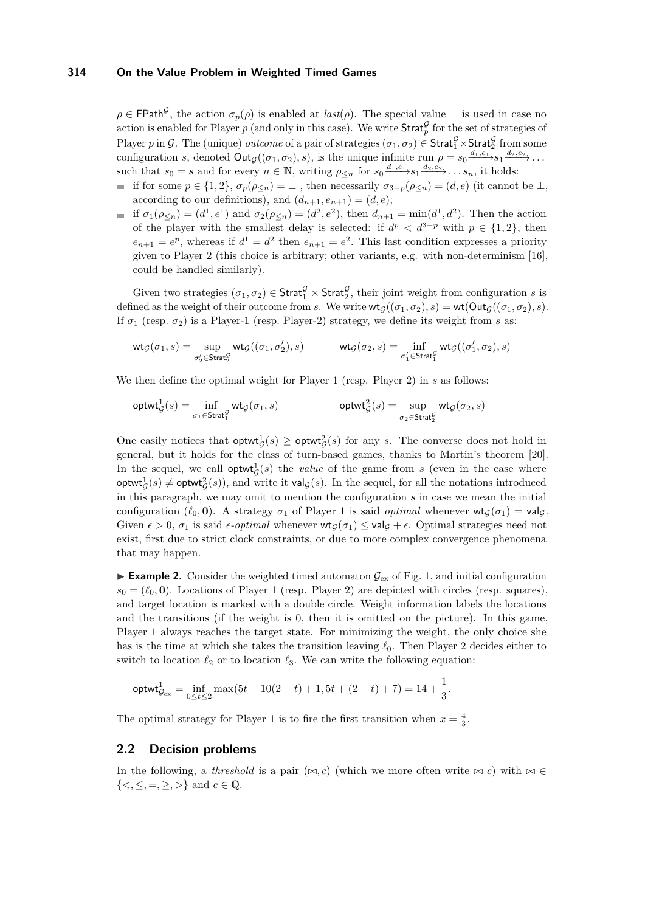$\rho \in \mathsf{FPath}^{\mathcal{G}}$, the action $\sigma_p(\rho)$ is enabled at $last(\rho)$. The special value $\perp$ is used in case no action is enabled for Player $p$ (and only in this case). We write $\mathsf{Strat}_p^{\mathcal{G}}$ for the set of strategies of Player $p$ in $\mathcal{G}$. The (unique) *outcome* of a pair of strategies $(\sigma_1, \sigma_2) \in \mathsf{Strat}_1^{\mathcal{G}} \times \mathsf{Strat}_2^{\mathcal{G}}$ from some configuration $s$, denoted $\mathsf{Out}_{\mathcal{G}}((\sigma_1, \sigma_2), s)$, is the unique infinite run $\rho = s_0 \xrightarrow{d_1, e_1} s_1 \xrightarrow{d_2, e_2} \dots$ such that $s_0 = s$ and for every $n \in \mathbb{N}$, writing $\rho_{\leq n}$ for $s_0 \xrightarrow{d_1, e_1} s_1 \xrightarrow{d_2, e_2} \dots s_n$, it holds:

- if for some $p \in \{1, 2\}$, $\sigma_p(\rho_{\leq n}) = \perp$ , then necessarily $\sigma_{3-p}(\rho_{\leq n}) = (d, e)$ (it cannot be $\perp$, according to our definitions), and $(d_{n+1}, e_{n+1}) = (d, e)$;
- if $\sigma_1(\rho_{\leq n}) = (d^1, e^1)$ and $\sigma_2(\rho_{\leq n}) = (d^2, e^2)$, then $d_{n+1} = \min(d^1, d^2)$. Then the action of the player with the smallest delay is selected: if $d^p < d^{3-p}$ with $p \in \{1, 2\}$, then $e_{n+1} = e^p$, whereas if $d^1 = d^2$ then $e_{n+1} = e^2$. This last condition expresses a priority given to Player 2 (this choice is arbitrary; other variants, e.g. with non-determinism [16], could be handled similarly).

Given two strategies $(\sigma_1, \sigma_2) \in \mathsf{Strat}_1^{\mathcal{G}} \times \mathsf{Strat}_2^{\mathcal{G}}$, their joint weight from configuration $s$ is defined as the weight of their outcome from $s$. We write $\mathsf{wt}_{\mathcal{G}}((\sigma_1, \sigma_2), s) = \mathsf{wt}(\mathsf{Out}_{\mathcal{G}}((\sigma_1, \sigma_2), s)$. If $\sigma_1$ (resp. $\sigma_2$) is a Player-1 (resp. Player-2) strategy, we define its weight from $s$ as:

$$\mathsf{wt}_{\mathcal{G}}(\sigma_1, s) = \sup_{\sigma_2' \in \mathsf{Strat}_2^{\mathcal{G}}} \mathsf{wt}_{\mathcal{G}}((\sigma_1, \sigma_2'), s) \qquad\qquad \mathsf{wt}_{\mathcal{G}}(\sigma_2, s) = \inf_{\sigma_1' \in \mathsf{Strat}_1^{\mathcal{G}}} \mathsf{wt}_{\mathcal{G}}((\sigma_1', \sigma_2), s)$$

We then define the optimal weight for Player 1 (resp. Player 2) in $s$ as follows:

$$\mathsf{optwt}_{\mathcal{G}}^1(s) = \inf_{\sigma_1 \in \mathsf{Strat}_1^{\mathcal{G}}} \mathsf{wt}_{\mathcal{G}}(\sigma_1, s) \qquad\qquad \mathsf{optwt}_{\mathcal{G}}^2(s) = \sup_{\sigma_2 \in \mathsf{Strat}_2^{\mathcal{G}}} \mathsf{wt}_{\mathcal{G}}(\sigma_2, s)$$

One easily notices that $\mathsf{optwt}_{\mathcal{G}}^1(s) \geq \mathsf{optwt}_{\mathcal{G}}^2(s)$ for any $s$. The converse does not hold in general, but it holds for the class of turn-based games, thanks to Martin's theorem [20]. In the sequel, we call $\mathsf{optwt}_{\mathcal{G}}^1(s)$ the *value* of the game from $s$ (even in the case where $\mathsf{optwt}_{\mathcal{G}}^1(s) \neq \mathsf{optwt}_{\mathcal{G}}^2(s)$), and write it $\mathsf{val}_{\mathcal{G}}(s)$. In the sequel, for all the notations introduced in this paragraph, we may omit to mention the configuration $s$ in case we mean the initial configuration $(\ell_0, \mathbf{0})$. A strategy $\sigma_1$ of Player 1 is said *optimal* whenever $\mathsf{wt}_{\mathcal{G}}(\sigma_1) = \mathsf{val}_{\mathcal{G}}$. Given $\epsilon > 0$, $\sigma_1$ is said $\epsilon$-*optimal* whenever $\mathsf{wt}_{\mathcal{G}}(\sigma_1) \leq \mathsf{val}_{\mathcal{G}} + \epsilon$. Optimal strategies need not exist, first due to strict clock constraints, or due to more complex convergence phenomena that may happen.

▶ **Example 2.** Consider the weighted timed automaton $\mathcal{G}_{\text{ex}}$ of Fig. 1, and initial configuration $s_0 = (\ell_0, \mathbf{0})$. Locations of Player 1 (resp. Player 2) are depicted with circles (resp. squares), and target location is marked with a double circle. Weight information labels the locations and the transitions (if the weight is 0, then it is omitted on the picture). In this game, Player 1 always reaches the target state. For minimizing the weight, the only choice she has is the time at which she takes the transition leaving $\ell_0$. Then Player 2 decides either to switch to location $\ell_2$ or to location $\ell_3$. We can write the following equation:

$$\mathsf{optwt}_{\mathcal{G}_{\text{ex}}}^1 = \inf_{0 \leq t \leq 2} \max(5t + 10(2-t) + 1, 5t + (2-t) + 7) = 14 + \frac{1}{3}.$$

The optimal strategy for Player 1 is to fire the first transition when $x = \frac{4}{3}$.

## 2.2 Decision problems

In the following, a *threshold* is a pair $(\bowtie, c)$ (which we more often write $\bowtie c$) with $\bowtie \in \{<, \leq, =, \geq, >\}$ and $c \in \mathbb{Q}$.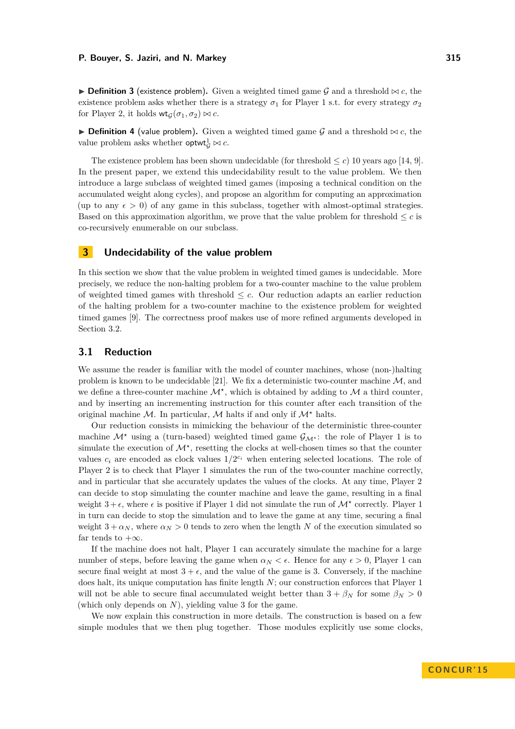▶ **Definition 3** (existence problem)**.** Given a weighted timed game $\mathcal{G}$ and a threshold $\bowtie c$, the existence problem asks whether there is a strategy $\sigma_1$ for Player 1 s.t. for every strategy $\sigma_2$ for Player 2, it holds $\mathsf{wt}_{\mathcal{G}}(\sigma_1, \sigma_2) \bowtie c$.

▶ **Definition 4** (value problem)**.** Given a weighted timed game $\mathcal{G}$ and a threshold $\bowtie c$, the value problem asks whether $\mathsf{optwt}^1_{\mathcal{G}} \bowtie c$.

The existence problem has been shown undecidable (for threshold $\leq c$) 10 years ago [14, 9]. In the present paper, we extend this undecidability result to the value problem. We then introduce a large subclass of weighted timed games (imposing a technical condition on the accumulated weight along cycles), and propose an algorithm for computing an approximation (up to any $\epsilon > 0$) of any game in this subclass, together with almost-optimal strategies. Based on this approximation algorithm, we prove that the value problem for threshold $\leq c$ is co-recursively enumerable on our subclass.

## 3 Undecidability of the value problem

In this section we show that the value problem in weighted timed games is undecidable. More precisely, we reduce the non-halting problem for a two-counter machine to the value problem of weighted timed games with threshold $\leq c$. Our reduction adapts an earlier reduction of the halting problem for a two-counter machine to the existence problem for weighted timed games [9]. The correctness proof makes use of more refined arguments developed in Section 3.2.

### 3.1 Reduction

We assume the reader is familiar with the model of counter machines, whose (non-)halting problem is known to be undecidable [21]. We fix a deterministic two-counter machine $\mathcal{M}$, and we define a three-counter machine $\mathcal{M}^\star$, which is obtained by adding to $\mathcal{M}$ a third counter, and by inserting an incrementing instruction for this counter after each transition of the original machine $\mathcal{M}$. In particular, $\mathcal{M}$ halts if and only if $\mathcal{M}^\star$ halts.

Our reduction consists in mimicking the behaviour of the deterministic three-counter machine $\mathcal{M}^\star$ using a (turn-based) weighted timed game $\mathcal{G}_{\mathcal{M}^\star}$: the role of Player 1 is to simulate the execution of $\mathcal{M}^\star$, resetting the clocks at well-chosen times so that the counter values $c_i$ are encoded as clock values $1/2^{c_i}$ when entering selected locations. The role of Player 2 is to check that Player 1 simulates the run of the two-counter machine correctly, and in particular that she accurately updates the values of the clocks. At any time, Player 2 can decide to stop simulating the counter machine and leave the game, resulting in a final weight $3+\epsilon$, where $\epsilon$ is positive if Player 1 did not simulate the run of $\mathcal{M}^\star$ correctly. Player 1 in turn can decide to stop the simulation and to leave the game at any time, securing a final weight $3 + \alpha_N$, where $\alpha_N > 0$ tends to zero when the length $N$ of the execution simulated so far tends to $+\infty$.

If the machine does not halt, Player 1 can accurately simulate the machine for a large number of steps, before leaving the game when $\alpha_N < \epsilon$. Hence for any $\epsilon > 0$, Player 1 can secure final weight at most $3 + \epsilon$, and the value of the game is 3. Conversely, if the machine does halt, its unique computation has finite length $N$; our construction enforces that Player 1 will not be able to secure final accumulated weight better than $3 + \beta_N$ for some $\beta_N > 0$ (which only depends on $N$), yielding value 3 for the game.

We now explain this construction in more details. The construction is based on a few simple modules that we then plug together. Those modules explicitly use some clocks,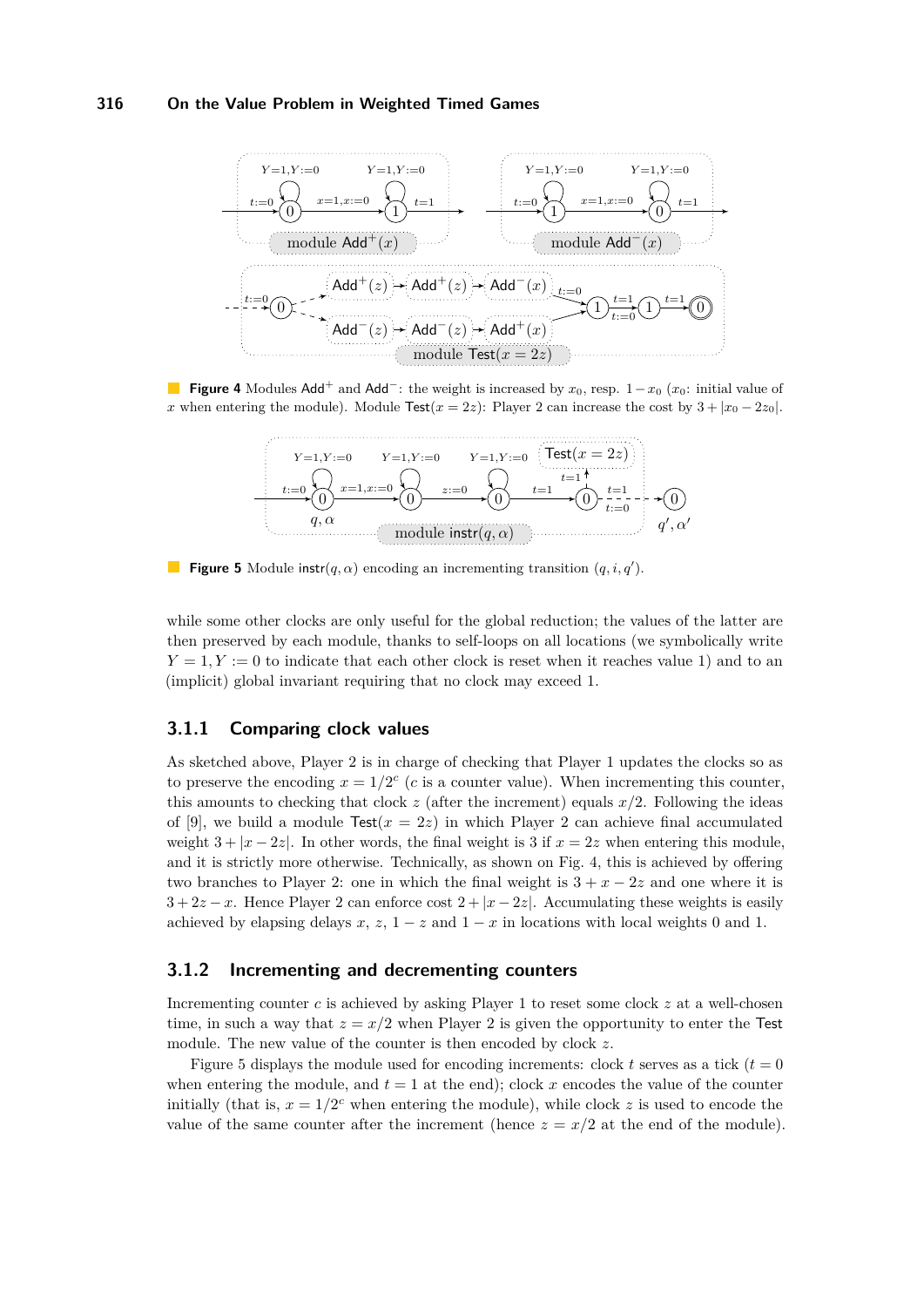**Figure 4** Modules $\mathsf{Add}^+$ and $\mathsf{Add}^-$: the weight is increased by $x_0$, resp. $1-x_0$ ($x_0$: initial value of $x$ when entering the module). Module $\mathsf{Test}(x=2z)$: Player 2 can increase the cost by $3+|x_0-2z_0|$.

**Figure 5** Module $\mathsf{instr}(q,\alpha)$ encoding an incrementing transition $(q,i,q')$.

while some other clocks are only useful for the global reduction; the values of the latter are then preserved by each module, thanks to self-loops on all locations (we symbolically write $Y=1, Y:=0$ to indicate that each other clock is reset when it reaches value 1) and to an (implicit) global invariant requiring that no clock may exceed 1.

### 3.1.1 Comparing clock values

As sketched above, Player 2 is in charge of checking that Player 1 updates the clocks so as to preserve the encoding $x=1/2^c$ ($c$ is a counter value). When incrementing this counter, this amounts to checking that clock $z$ (after the increment) equals $x/2$. Following the ideas of [9], we build a module $\mathsf{Test}(x=2z)$ in which Player 2 can achieve final accumulated weight $3+|x-2z|$. In other words, the final weight is 3 if $x=2z$ when entering this module, and it is strictly more otherwise. Technically, as shown on Fig. 4, this is achieved by offering two branches to Player 2: one in which the final weight is $3+x-2z$ and one where it is $3+2z-x$. Hence Player 2 can enforce cost $2+|x-2z|$. Accumulating these weights is easily achieved by elapsing delays $x$, $z$, $1-z$ and $1-x$ in locations with local weights 0 and 1.

### 3.1.2 Incrementing and decrementing counters

Incrementing counter $c$ is achieved by asking Player 1 to reset some clock $z$ at a well-chosen time, in such a way that $z=x/2$ when Player 2 is given the opportunity to enter the $\mathsf{Test}$ module. The new value of the counter is then encoded by clock $z$.

Figure 5 displays the module used for encoding increments: clock $t$ serves as a tick ($t=0$ when entering the module, and $t=1$ at the end); clock $x$ encodes the value of the counter initially (that is, $x=1/2^c$ when entering the module), while clock $z$ is used to encode the value of the same counter after the increment (hence $z=x/2$ at the end of the module).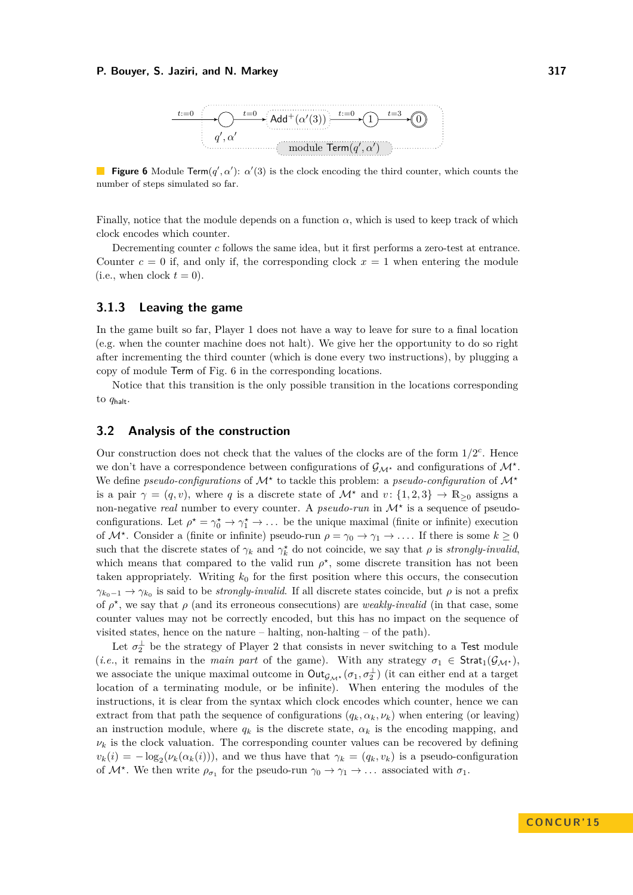**Figure 6** Module $\mathsf{Term}(q', \alpha')$: $\alpha'(3)$ is the clock encoding the third counter, which counts the number of steps simulated so far.

Finally, notice that the module depends on a function $\alpha$, which is used to keep track of which clock encodes which counter.

Decrementing counter $c$ follows the same idea, but it first performs a zero-test at entrance. Counter $c = 0$ if, and only if, the corresponding clock $x = 1$ when entering the module (i.e., when clock $t = 0$).

### 3.1.3 Leaving the game

In the game built so far, Player 1 does not have a way to leave for sure to a final location (e.g. when the counter machine does not halt). We give her the opportunity to do so right after incrementing the third counter (which is done every two instructions), by plugging a copy of module $\mathsf{Term}$ of Fig. 6 in the corresponding locations.

Notice that this transition is the only possible transition in the locations corresponding to $q_{\mathsf{halt}}$.

## 3.2 Analysis of the construction

Our construction does not check that the values of the clocks are of the form $1/2^c$. Hence we don't have a correspondence between configurations of $\mathcal{G}_{\mathcal{M}^\star}$ and configurations of $\mathcal{M}^\star$. We define *pseudo-configurations* of $\mathcal{M}^\star$ to tackle this problem: a *pseudo-configuration* of $\mathcal{M}^\star$ is a pair $\gamma = (q, v)$, where $q$ is a discrete state of $\mathcal{M}^\star$ and $v\colon \{1, 2, 3\} \to \mathbb{R}_{\geq 0}$ assigns a non-negative *real* number to every counter. A *pseudo-run* in $\mathcal{M}^\star$ is a sequence of pseudo-configurations. Let $\rho^\star = \gamma_0^\star \to \gamma_1^\star \to \dots$ be the unique maximal (finite or infinite) execution of $\mathcal{M}^\star$. Consider a (finite or infinite) pseudo-run $\rho = \gamma_0 \to \gamma_1 \to \dots$. If there is some $k \geq 0$ such that the discrete states of $\gamma_k$ and $\gamma_k^\star$ do not coincide, we say that $\rho$ is *strongly-invalid*, which means that compared to the valid run $\rho^\star$, some discrete transition has not been taken appropriately. Writing $k_0$ for the first position where this occurs, the consecution $\gamma_{k_0-1} \to \gamma_{k_0}$ is said to be *strongly-invalid*. If all discrete states coincide, but $\rho$ is not a prefix of $\rho^\star$, we say that $\rho$ (and its erroneous consecutions) are *weakly-invalid* (in that case, some counter values may not be correctly encoded, but this has no impact on the sequence of visited states, hence on the nature – halting, non-halting – of the path).

Let $\sigma_2^\perp$ be the strategy of Player 2 that consists in never switching to a $\mathsf{Test}$ module (*i.e.*, it remains in the *main part* of the game). With any strategy $\sigma_1 \in \mathsf{Strat}_1(\mathcal{G}_{\mathcal{M}^\star})$, we associate the unique maximal outcome in $\mathsf{Out}_{\mathcal{G}_{\mathcal{M}^\star}}(\sigma_1, \sigma_2^\perp)$ (it can either end at a target location of a terminating module, or be infinite). When entering the modules of the instructions, it is clear from the syntax which clock encodes which counter, hence we can extract from that path the sequence of configurations $(q_k, \alpha_k, \nu_k)$ when entering (or leaving) an instruction module, where $q_k$ is the discrete state, $\alpha_k$ is the encoding mapping, and $\nu_k$ is the clock valuation. The corresponding counter values can be recovered by defining $v_k(i) = -\log_2(\nu_k(\alpha_k(i)))$, and we thus have that $\gamma_k = (q_k, v_k)$ is a pseudo-configuration of $\mathcal{M}^\star$. We then write $\rho_{\sigma_1}$ for the pseudo-run $\gamma_0 \to \gamma_1 \to \dots$ associated with $\sigma_1$.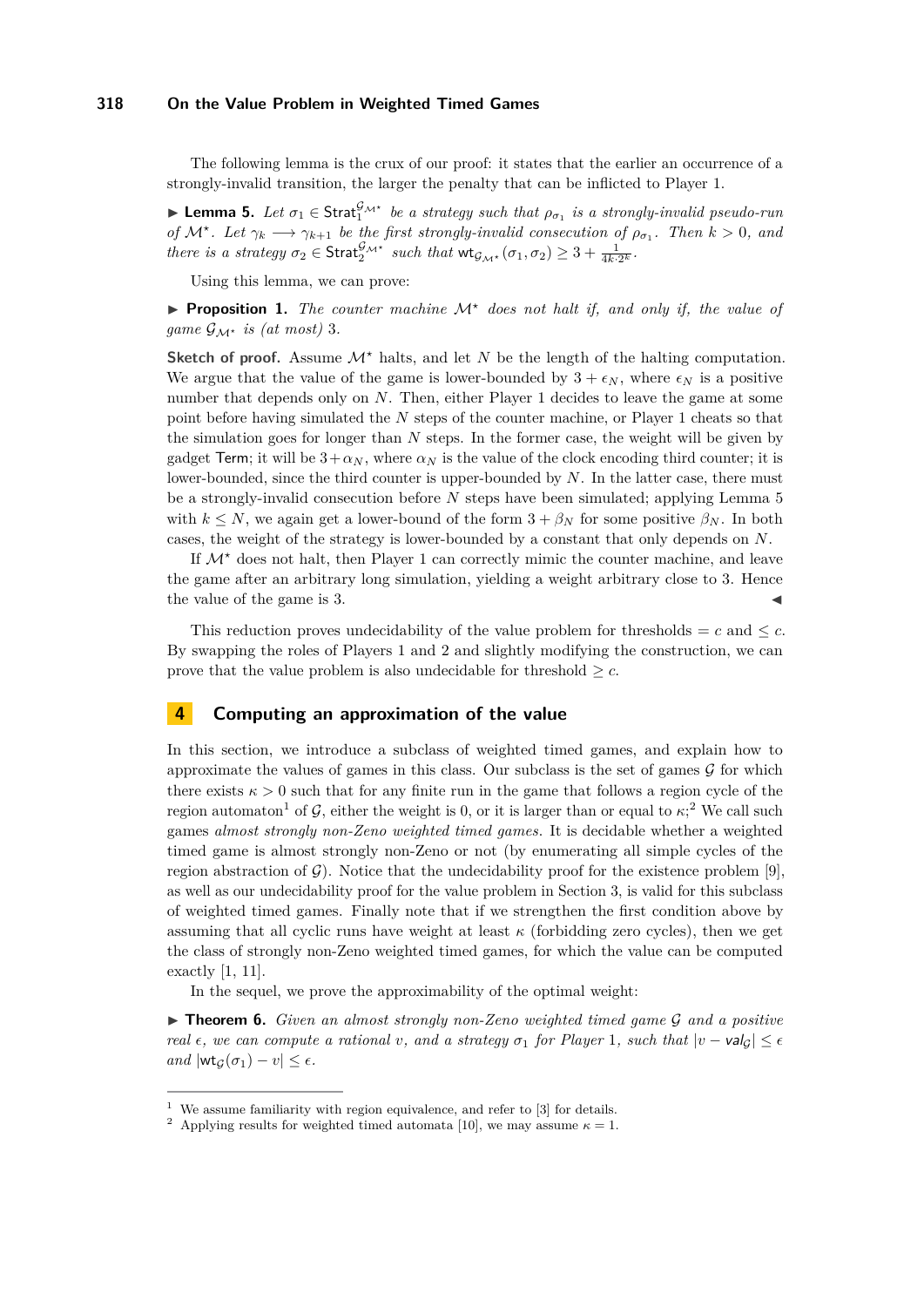The following lemma is the crux of our proof: it states that the earlier an occurrence of a strongly-invalid transition, the larger the penalty that can be inflicted to Player 1.

▶ **Lemma 5.** *Let $\sigma_1 \in \mathsf{Strat}_1^{\mathcal{G}_{\mathcal{M}^\star}}$ be a strategy such that $\rho_{\sigma_1}$ is a strongly-invalid pseudo-run of $\mathcal{M}^\star$. Let $\gamma_k \longrightarrow \gamma_{k+1}$ be the first strongly-invalid consecution of $\rho_{\sigma_1}$. Then $k > 0$, and there is a strategy $\sigma_2 \in \mathsf{Strat}_2^{\mathcal{G}_{\mathcal{M}^\star}}$ such that $\mathsf{wt}_{\mathcal{G}_{\mathcal{M}^\star}}(\sigma_1, \sigma_2) \geq 3 + \frac{1}{4k \cdot 2^k}$.*

Using this lemma, we can prove:

▶ **Proposition 1.** *The counter machine $\mathcal{M}^\star$ does not halt if, and only if, the value of game $\mathcal{G}_{\mathcal{M}^\star}$ is (at most) 3.*

**Sketch of proof.** Assume $\mathcal{M}^\star$ halts, and let $N$ be the length of the halting computation. We argue that the value of the game is lower-bounded by $3 + \epsilon_N$, where $\epsilon_N$ is a positive number that depends only on $N$. Then, either Player 1 decides to leave the game at some point before having simulated the $N$ steps of the counter machine, or Player 1 cheats so that the simulation goes for longer than $N$ steps. In the former case, the weight will be given by gadget $\mathsf{Term}$; it will be $3+\alpha_N$, where $\alpha_N$ is the value of the clock encoding third counter; it is lower-bounded, since the third counter is upper-bounded by $N$. In the latter case, there must be a strongly-invalid consecution before $N$ steps have been simulated; applying Lemma 5 with $k \leq N$, we again get a lower-bound of the form $3 + \beta_N$ for some positive $\beta_N$. In both cases, the weight of the strategy is lower-bounded by a constant that only depends on $N$.

If $\mathcal{M}^\star$ does not halt, then Player 1 can correctly mimic the counter machine, and leave the game after an arbitrary long simulation, yielding a weight arbitrary close to 3. Hence the value of the game is 3. ◀

This reduction proves undecidability of the value problem for thresholds $= c$ and $\leq c$. By swapping the roles of Players 1 and 2 and slightly modifying the construction, we can prove that the value problem is also undecidable for threshold $\geq c$.

## 4 Computing an approximation of the value

In this section, we introduce a subclass of weighted timed games, and explain how to approximate the values of games in this class. Our subclass is the set of games $\mathcal{G}$ for which there exists $\kappa > 0$ such that for any finite run in the game that follows a region cycle of the region automaton[1] of $\mathcal{G}$, either the weight is 0, or it is larger than or equal to $\kappa$;[2] We call such games *almost strongly non-Zeno weighted timed games*. It is decidable whether a weighted timed game is almost strongly non-Zeno or not (by enumerating all simple cycles of the region abstraction of $\mathcal{G}$). Notice that the undecidability proof for the existence problem [9], as well as our undecidability proof for the value problem in Section 3, is valid for this subclass of weighted timed games. Finally note that if we strengthen the first condition above by assuming that all cyclic runs have weight at least $\kappa$ (forbidding zero cycles), then we get the class of strongly non-Zeno weighted timed games, for which the value can be computed exactly [1, 11].

In the sequel, we prove the approximability of the optimal weight:

▶ **Theorem 6.** *Given an almost strongly non-Zeno weighted timed game $\mathcal{G}$ and a positive real $\epsilon$, we can compute a rational $v$, and a strategy $\sigma_1$ for Player 1, such that $|v - \mathsf{val}_{\mathcal{G}}| \leq \epsilon$ and $|\mathsf{wt}_{\mathcal{G}}(\sigma_1) - v| \leq \epsilon$.*

---

[1] We assume familiarity with region equivalence, and refer to [3] for details.

[2] Applying results for weighted timed automata [10], we may assume $\kappa = 1$.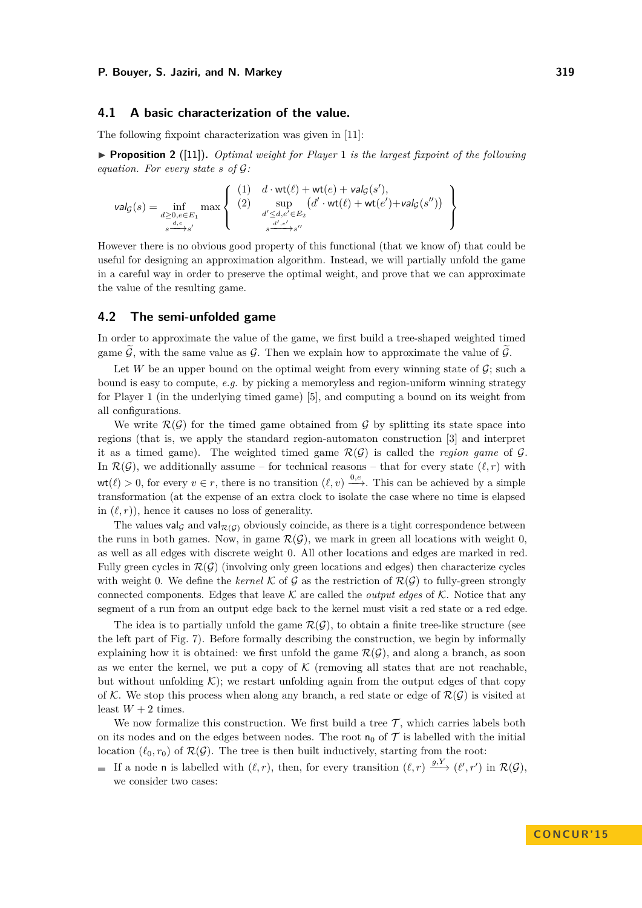### 4.1 A basic characterization of the value.

The following fixpoint characterization was given in [11]:

▶ **Proposition 2** ([11]). *Optimal weight for Player 1 is the largest fixpoint of the following equation. For every state $s$ of $\mathcal{G}$:*

$$\mathsf{val}_{\mathcal{G}}(s) = \inf_{\substack{d \geq 0, e \in E_1 \\ s \xrightarrow{d,e} s'}} \max \left\{ \begin{array}{ll} (1) & d \cdot \mathsf{wt}(\ell) + \mathsf{wt}(e) + \mathsf{val}_{\mathcal{G}}(s'), \\ (2) & \sup\limits_{\substack{d' \leq d, e' \in E_2 \\ s \xrightarrow{d',e'} s''}} \left(d' \cdot \mathsf{wt}(\ell) + \mathsf{wt}(e') + \mathsf{val}_{\mathcal{G}}(s'')\right) \end{array} \right\}$$

However there is no obvious good property of this functional (that we know of) that could be useful for designing an approximation algorithm. Instead, we will partially unfold the game in a careful way in order to preserve the optimal weight, and prove that we can approximate the value of the resulting game.

### 4.2 The semi-unfolded game

In order to approximate the value of the game, we first build a tree-shaped weighted timed game $\widetilde{\mathcal{G}}$, with the same value as $\mathcal{G}$. Then we explain how to approximate the value of $\widetilde{\mathcal{G}}$.

Let $W$ be an upper bound on the optimal weight from every winning state of $\mathcal{G}$; such a bound is easy to compute, *e.g.* by picking a memoryless and region-uniform winning strategy for Player 1 (in the underlying timed game) [5], and computing a bound on its weight from all configurations.

We write $\mathcal{R}(\mathcal{G})$ for the timed game obtained from $\mathcal{G}$ by splitting its state space into regions (that is, we apply the standard region-automaton construction [3] and interpret it as a timed game). The weighted timed game $\mathcal{R}(\mathcal{G})$ is called the *region game* of $\mathcal{G}$. In $\mathcal{R}(\mathcal{G})$, we additionally assume – for technical reasons – that for every state $(\ell, r)$ with $\mathsf{wt}(\ell) > 0$, for every $v \in r$, there is no transition $(\ell, v) \xrightarrow{0,e}$. This can be achieved by a simple transformation (at the expense of an extra clock to isolate the case where no time is elapsed in $(\ell, r)$), hence it causes no loss of generality.

The values $\mathsf{val}_{\mathcal{G}}$ and $\mathsf{val}_{\mathcal{R}(\mathcal{G})}$ obviously coincide, as there is a tight correspondence between the runs in both games. Now, in game $\mathcal{R}(\mathcal{G})$, we mark in green all locations with weight 0, as well as all edges with discrete weight 0. All other locations and edges are marked in red. Fully green cycles in $\mathcal{R}(\mathcal{G})$ (involving only green locations and edges) then characterize cycles with weight 0. We define the *kernel* $\mathcal{K}$ of $\mathcal{G}$ as the restriction of $\mathcal{R}(\mathcal{G})$ to fully-green strongly connected components. Edges that leave $\mathcal{K}$ are called the *output edges* of $\mathcal{K}$. Notice that any segment of a run from an output edge back to the kernel must visit a red state or a red edge.

The idea is to partially unfold the game $\mathcal{R}(\mathcal{G})$, to obtain a finite tree-like structure (see the left part of Fig. 7). Before formally describing the construction, we begin by informally explaining how it is obtained: we first unfold the game $\mathcal{R}(\mathcal{G})$, and along a branch, as soon as we enter the kernel, we put a copy of $\mathcal{K}$ (removing all states that are not reachable, but without unfolding $\mathcal{K}$); we restart unfolding again from the output edges of that copy of $\mathcal{K}$. We stop this process when along any branch, a red state or edge of $\mathcal{R}(\mathcal{G})$ is visited at least $W + 2$ times.

We now formalize this construction. We first build a tree $\mathcal{T}$, which carries labels both on its nodes and on the edges between nodes. The root $\mathsf{n}_0$ of $\mathcal{T}$ is labelled with the initial location $(\ell_0, r_0)$ of $\mathcal{R}(\mathcal{G})$. The tree is then built inductively, starting from the root:

- If a node $\mathsf{n}$ is labelled with $(\ell, r)$, then, for every transition $(\ell, r) \xrightarrow{g,Y} (\ell', r')$ in $\mathcal{R}(\mathcal{G})$, we consider two cases: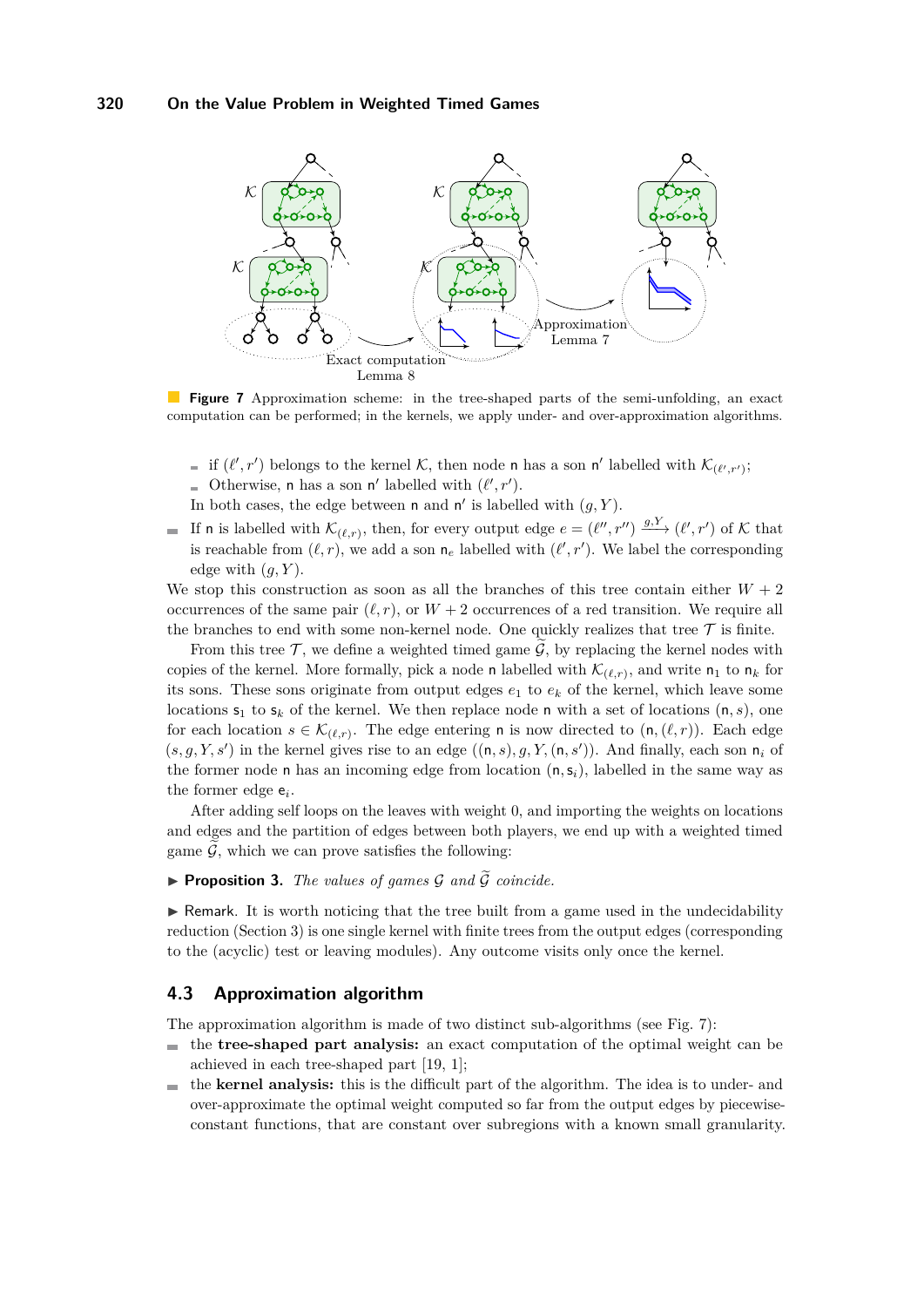Figure 7 Approximation scheme: in the tree-shaped parts of the semi-unfolding, an exact computation can be performed; in the kernels, we apply under- and over-approximation algorithms.

- if $(\ell', r')$ belongs to the kernel $\mathcal{K}$, then node $\mathsf{n}$ has a son $\mathsf{n}'$ labelled with $\mathcal{K}_{(\ell',r')}$;
- Otherwise, $\mathsf{n}$ has a son $\mathsf{n}'$ labelled with $(\ell', r')$.

In both cases, the edge between $\mathsf{n}$ and $\mathsf{n}'$ is labelled with $(g, Y)$.

- If $\mathsf{n}$ is labelled with $\mathcal{K}_{(\ell,r)}$, then, for every output edge $e = (\ell'', r'') \xrightarrow{g,Y} (\ell', r')$ of $\mathcal{K}$ that is reachable from $(\ell, r)$, we add a son $\mathsf{n}_e$ labelled with $(\ell', r')$. We label the corresponding edge with $(g, Y)$.

We stop this construction as soon as all the branches of this tree contain either $W + 2$ occurrences of the same pair $(\ell, r)$, or $W + 2$ occurrences of a red transition. We require all the branches to end with some non-kernel node. One quickly realizes that tree $\mathcal{T}$ is finite.

From this tree $\mathcal{T}$, we define a weighted timed game $\widetilde{\mathcal{G}}$, by replacing the kernel nodes with copies of the kernel. More formally, pick a node $\mathsf{n}$ labelled with $\mathcal{K}_{(\ell,r)}$, and write $\mathsf{n}_1$ to $\mathsf{n}_k$ for its sons. These sons originate from output edges $e_1$ to $e_k$ of the kernel, which leave some locations $\mathsf{s}_1$ to $\mathsf{s}_k$ of the kernel. We then replace node $\mathsf{n}$ with a set of locations $(\mathsf{n}, s)$, one for each location $s \in \mathcal{K}_{(\ell,r)}$. The edge entering $\mathsf{n}$ is now directed to $(\mathsf{n}, (\ell, r))$. Each edge $(s, g, Y, s')$ in the kernel gives rise to an edge $((\mathsf{n}, s), g, Y, (\mathsf{n}, s'))$. And finally, each son $\mathsf{n}_i$ of the former node $\mathsf{n}$ has an incoming edge from location $(\mathsf{n}, \mathsf{s}_i)$, labelled in the same way as the former edge $\mathsf{e}_i$.

After adding self loops on the leaves with weight 0, and importing the weights on locations and edges and the partition of edges between both players, we end up with a weighted timed game $\widetilde{\mathcal{G}}$, which we can prove satisfies the following:

▶ **Proposition 3.** *The values of games $\mathcal{G}$ and $\widetilde{\mathcal{G}}$ coincide.*

▶ Remark. It is worth noticing that the tree built from a game used in the undecidability reduction (Section 3) is one single kernel with finite trees from the output edges (corresponding to the (acyclic) test or leaving modules). Any outcome visits only once the kernel.

## 4.3 Approximation algorithm

The approximation algorithm is made of two distinct sub-algorithms (see Fig. 7):

- the **tree-shaped part analysis:** an exact computation of the optimal weight can be achieved in each tree-shaped part [19, 1];
- the **kernel analysis:** this is the difficult part of the algorithm. The idea is to under- and over-approximate the optimal weight computed so far from the output edges by piecewise-constant functions, that are constant over subregions with a known small granularity.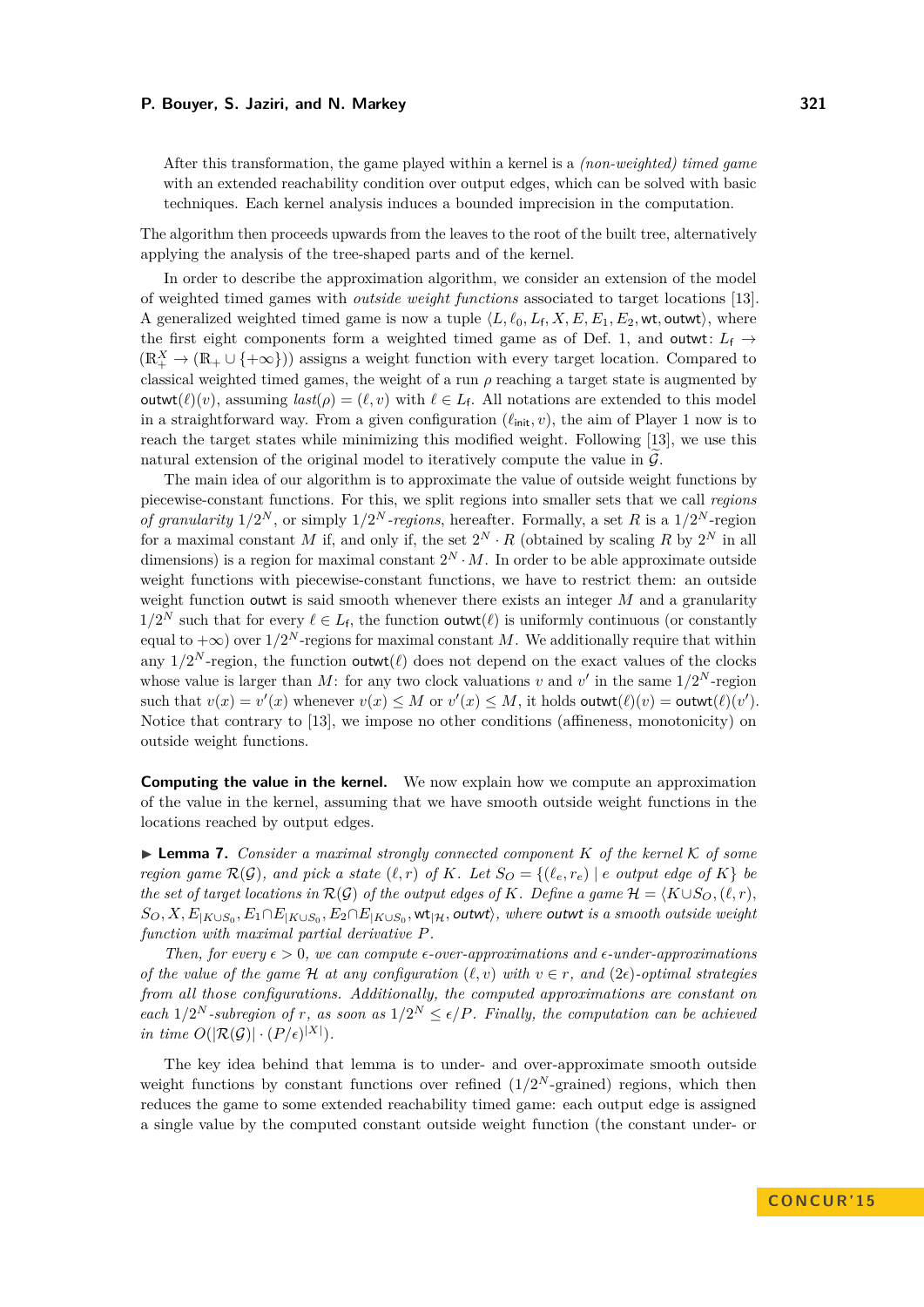After this transformation, the game played within a kernel is a *(non-weighted) timed game* with an extended reachability condition over output edges, which can be solved with basic techniques. Each kernel analysis induces a bounded imprecision in the computation.

The algorithm then proceeds upwards from the leaves to the root of the built tree, alternatively applying the analysis of the tree-shaped parts and of the kernel.

In order to describe the approximation algorithm, we consider an extension of the model of weighted timed games with *outside weight functions* associated to target locations [13]. A generalized weighted timed game is now a tuple $\langle L, \ell_0, L_\mathsf{f}, X, E, E_1, E_2, \mathsf{wt}, \mathsf{outwt}\rangle$, where the first eight components form a weighted timed game as of Def. 1, and $\mathsf{outwt}\colon L_\mathsf{f} \to (\mathbb{R}_+^X \to (\mathbb{R}_+ \cup \{+\infty\}))$ assigns a weight function with every target location. Compared to classical weighted timed games, the weight of a run $\rho$ reaching a target state is augmented by $\mathsf{outwt}(\ell)(v)$, assuming $\mathit{last}(\rho) = (\ell, v)$ with $\ell \in L_\mathsf{f}$. All notations are extended to this model in a straightforward way. From a given configuration $(\ell_\mathsf{init}, v)$, the aim of Player 1 now is to reach the target states while minimizing this modified weight. Following [13], we use this natural extension of the original model to iteratively compute the value in $\widetilde{\mathcal{G}}$.

The main idea of our algorithm is to approximate the value of outside weight functions by piecewise-constant functions. For this, we split regions into smaller sets that we call *regions of granularity* $1/2^N$, or simply $1/2^N$*-regions*, hereafter. Formally, a set $R$ is a $1/2^N$-region for a maximal constant $M$ if, and only if, the set $2^N \cdot R$ (obtained by scaling $R$ by $2^N$ in all dimensions) is a region for maximal constant $2^N \cdot M$. In order to be able approximate outside weight functions with piecewise-constant functions, we have to restrict them: an outside weight function $\mathsf{outwt}$ is said smooth whenever there exists an integer $M$ and a granularity $1/2^N$ such that for every $\ell \in L_\mathsf{f}$, the function $\mathsf{outwt}(\ell)$ is uniformly continuous (or constantly equal to $+\infty$) over $1/2^N$-regions for maximal constant $M$. We additionally require that within any $1/2^N$-region, the function $\mathsf{outwt}(\ell)$ does not depend on the exact values of the clocks whose value is larger than $M$: for any two clock valuations $v$ and $v'$ in the same $1/2^N$-region such that $v(x) = v'(x)$ whenever $v(x) \leq M$ or $v'(x) \leq M$, it holds $\mathsf{outwt}(\ell)(v) = \mathsf{outwt}(\ell)(v')$. Notice that contrary to [13], we impose no other conditions (affineness, monotonicity) on outside weight functions.

**Computing the value in the kernel.** We now explain how we compute an approximation of the value in the kernel, assuming that we have smooth outside weight functions in the locations reached by output edges.

▶ **Lemma 7.** *Consider a maximal strongly connected component $K$ of the kernel $\mathcal{K}$ of some region game $\mathcal{R}(\mathcal{G})$, and pick a state $(\ell, r)$ of $K$. Let $S_O = \{(\ell_e, r_e) \mid e$ output edge of $K\}$ be the set of target locations in $\mathcal{R}(\mathcal{G})$ of the output edges of $K$. Define a game $\mathcal{H} = \langle K \cup S_O, (\ell, r), S_O, X, E_{|K\cup S_0}, E_1 \cap E_{|K\cup S_0}, E_2 \cap E_{|K\cup S_0}, \mathsf{wt}_{|\mathcal{H}}, \mathsf{outwt}\rangle$, where $\mathsf{outwt}$ is a smooth outside weight function with maximal partial derivative $P$.*

*Then, for every $\epsilon > 0$, we can compute $\epsilon$-over-approximations and $\epsilon$-under-approximations of the value of the game $\mathcal{H}$ at any configuration $(\ell, v)$ with $v \in r$, and $(2\epsilon)$-optimal strategies from all those configurations. Additionally, the computed approximations are constant on each $1/2^N$-subregion of $r$, as soon as $1/2^N \leq \epsilon/P$. Finally, the computation can be achieved in time $O(|\mathcal{R}(\mathcal{G})| \cdot (P/\epsilon)^{|X|})$.*

The key idea behind that lemma is to under- and over-approximate smooth outside weight functions by constant functions over refined ($1/2^N$-grained) regions, which then reduces the game to some extended reachability timed game: each output edge is assigned a single value by the computed constant outside weight function (the constant under- or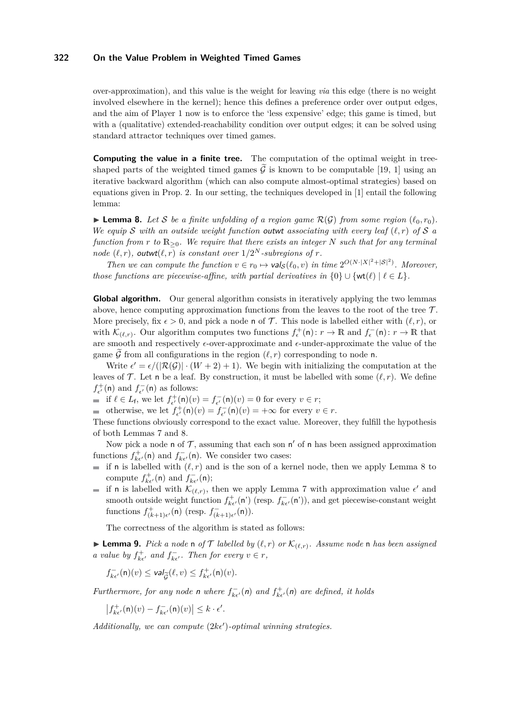over-approximation), and this value is the weight for leaving *via* this edge (there is no weight involved elsewhere in the kernel); hence this defines a preference order over output edges, and the aim of Player 1 now is to enforce the 'less expensive' edge; this game is timed, but with a (qualitative) extended-reachability condition over output edges; it can be solved using standard attractor techniques over timed games.

**Computing the value in a finite tree.** The computation of the optimal weight in tree-shaped parts of the weighted timed games $\widetilde{\mathcal{G}}$ is known to be computable [19, 1] using an iterative backward algorithm (which can also compute almost-optimal strategies) based on equations given in Prop. 2. In our setting, the techniques developed in [1] entail the following lemma:

▶ **Lemma 8.** *Let $\mathcal{S}$ be a finite unfolding of a region game $\mathcal{R}(\mathcal{G})$ from some region $(\ell_0, r_0)$. We equip $\mathcal{S}$ with an outside weight function $\mathsf{outwt}$ associating with every leaf $(\ell, r)$ of $\mathcal{S}$ a function from $r$ to $\mathbb{R}_{\geq 0}$. We require that there exists an integer $N$ such that for any terminal node $(\ell, r)$, $\mathsf{outwt}(\ell, r)$ is constant over $1/2^N$-subregions of $r$.*

*Then we can compute the function $v \in r_0 \mapsto \mathsf{val}_{\mathcal{S}}(\ell_0, v)$ in time $2^{O(N \cdot |X|^2 + |\mathcal{S}|^2)}$. Moreover, those functions are piecewise-affine, with partial derivatives in $\{0\} \cup \{\mathsf{wt}(\ell) \mid \ell \in L\}$.*

**Global algorithm.** Our general algorithm consists in iteratively applying the two lemmas above, hence computing approximation functions from the leaves to the root of the tree $\mathcal{T}$. More precisely, fix $\epsilon > 0$, and pick a node $\mathsf{n}$ of $\mathcal{T}$. This node is labelled either with $(\ell, r)$, or with $\mathcal{K}_{(\ell,r)}$. Our algorithm computes two functions $f^+_\epsilon(\mathsf{n})\colon r \to \mathbb{R}$ and $f^-_\epsilon(\mathsf{n})\colon r \to \mathbb{R}$ that are smooth and respectively $\epsilon$-over-approximate and $\epsilon$-under-approximate the value of the game $\widetilde{\mathcal{G}}$ from all configurations in the region $(\ell, r)$ corresponding to node $\mathsf{n}$.

Write $\epsilon' = \epsilon/(|\mathcal{R}(\mathcal{G})| \cdot (W + 2) + 1)$. We begin with initializing the computation at the leaves of $\mathcal{T}$. Let $\mathsf{n}$ be a leaf. By construction, it must be labelled with some $(\ell, r)$. We define $f^+_{\epsilon'}(\mathsf{n})$ and $f^-_{\epsilon'}(\mathsf{n})$ as follows:

- if $\ell \in L_{\mathsf{f}}$, we let $f^+_{\epsilon'}(\mathsf{n})(v) = f^-_{\epsilon'}(\mathsf{n})(v) = 0$ for every $v \in r$;
- otherwise, we let $f^+_{\epsilon'}(\mathsf{n})(v) = f^-_{\epsilon'}(\mathsf{n})(v) = +\infty$ for every $v \in r$.

These functions obviously correspond to the exact value. Moreover, they fulfill the hypothesis of both Lemmas 7 and 8.

Now pick a node $\mathsf{n}$ of $\mathcal{T}$, assuming that each son $\mathsf{n}'$ of $\mathsf{n}$ has been assigned approximation functions $f^+_{k\epsilon'}(\mathsf{n})$ and $f^-_{k\epsilon'}(\mathsf{n})$. We consider two cases:

- if $\mathsf{n}$ is labelled with $(\ell, r)$ and is the son of a kernel node, then we apply Lemma 8 to compute $f^+_{k\epsilon'}(\mathsf{n})$ and $f^-_{k\epsilon'}(\mathsf{n})$;
- if $\mathsf{n}$ is labelled with $\mathcal{K}_{(\ell,r)}$, then we apply Lemma 7 with approximation value $\epsilon'$ and smooth outside weight function $f^+_{k\epsilon'}(\mathsf{n}')$ (resp. $f^-_{k\epsilon'}(\mathsf{n}')$), and get piecewise-constant weight functions $f^+_{(k+1)\epsilon'}(\mathsf{n})$ (resp. $f^-_{(k+1)\epsilon'}(\mathsf{n})$).

The correctness of the algorithm is stated as follows:

▶ **Lemma 9.** *Pick a node $\mathsf{n}$ of $\mathcal{T}$ labelled by $(\ell, r)$ or $\mathcal{K}_{(\ell,r)}$. Assume node $\mathsf{n}$ has been assigned a value by $f^+_{k\epsilon'}$ and $f^-_{k\epsilon'}$. Then for every $v \in r$,*

$$f^-_{k\epsilon'}(\mathsf{n})(v) \leq \mathsf{val}_{\widetilde{\mathcal{G}}}(\ell, v) \leq f^+_{k\epsilon'}(\mathsf{n})(v).$$

*Furthermore, for any node $n$ where $f^-_{k\epsilon'}(n)$ and $f^+_{k\epsilon'}(n)$ are defined, it holds*

$$\left|f^+_{k\epsilon'}(\mathsf{n})(v) - f^-_{k\epsilon'}(\mathsf{n})(v)\right| \leq k \cdot \epsilon'.$$

*Additionally, we can compute $(2k\epsilon')$-optimal winning strategies.*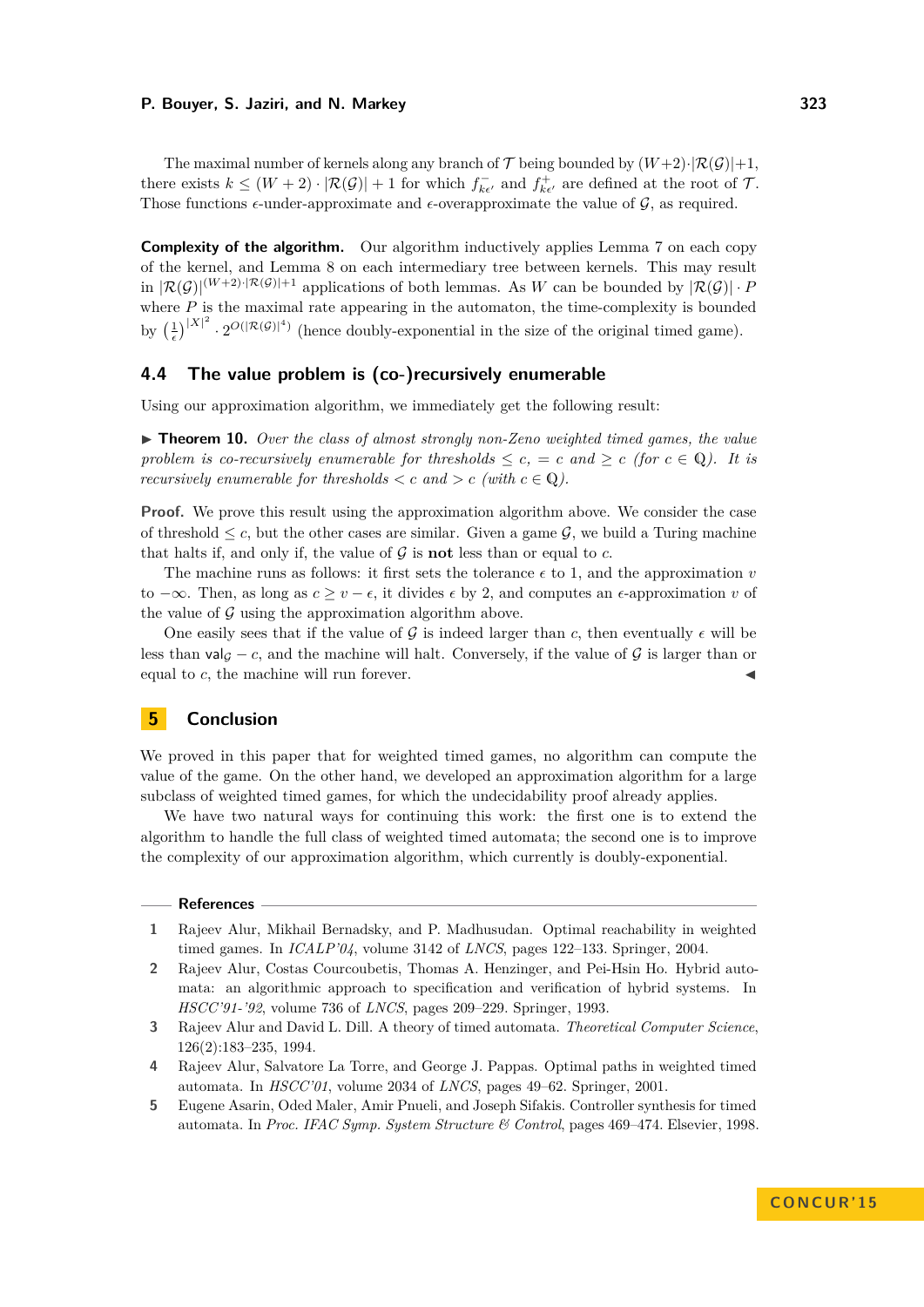The maximal number of kernels along any branch of $\mathcal{T}$ being bounded by $(W+2)\cdot|\mathcal{R}(\mathcal{G})|+1$, there exists $k \leq (W+2)\cdot|\mathcal{R}(\mathcal{G})|+1$ for which $f^{-}_{k\epsilon'}$ and $f^{+}_{k\epsilon'}$ are defined at the root of $\mathcal{T}$. Those functions $\epsilon$-under-approximate and $\epsilon$-overapproximate the value of $\mathcal{G}$, as required.

**Complexity of the algorithm.** Our algorithm inductively applies Lemma 7 on each copy of the kernel, and Lemma 8 on each intermediary tree between kernels. This may result in $|\mathcal{R}(\mathcal{G})|^{(W+2)\cdot|\mathcal{R}(\mathcal{G})|+1}$ applications of both lemmas. As $W$ can be bounded by $|\mathcal{R}(\mathcal{G})|\cdot P$ where $P$ is the maximal rate appearing in the automaton, the time-complexity is bounded by $\left(\frac{1}{\epsilon}\right)^{|X|^2}\cdot 2^{O(|\mathcal{R}(\mathcal{G})|^4)}$ (hence doubly-exponential in the size of the original timed game).

## 4.4 The value problem is (co-)recursively enumerable

Using our approximation algorithm, we immediately get the following result:

▶ **Theorem 10.** *Over the class of almost strongly non-Zeno weighted timed games, the value problem is co-recursively enumerable for thresholds $\leq c$, $= c$ and $\geq c$ (for $c \in \mathbb{Q}$). It is recursively enumerable for thresholds $< c$ and $> c$ (with $c \in \mathbb{Q}$).*

**Proof.** We prove this result using the approximation algorithm above. We consider the case of threshold $\leq c$, but the other cases are similar. Given a game $\mathcal{G}$, we build a Turing machine that halts if, and only if, the value of $\mathcal{G}$ is **not** less than or equal to $c$.

The machine runs as follows: it first sets the tolerance $\epsilon$ to 1, and the approximation $v$ to $-\infty$. Then, as long as $c \geq v - \epsilon$, it divides $\epsilon$ by 2, and computes an $\epsilon$-approximation $v$ of the value of $\mathcal{G}$ using the approximation algorithm above.

One easily sees that if the value of $\mathcal{G}$ is indeed larger than $c$, then eventually $\epsilon$ will be less than $\mathsf{val}_{\mathcal{G}} - c$, and the machine will halt. Conversely, if the value of $\mathcal{G}$ is larger than or equal to $c$, the machine will run forever. ◀

# 5 Conclusion

We proved in this paper that for weighted timed games, no algorithm can compute the value of the game. On the other hand, we developed an approximation algorithm for a large subclass of weighted timed games, for which the undecidability proof already applies.

We have two natural ways for continuing this work: the first one is to extend the algorithm to handle the full class of weighted timed automata; the second one is to improve the complexity of our approximation algorithm, which currently is doubly-exponential.

## References

1. Rajeev Alur, Mikhail Bernadsky, and P. Madhusudan. Optimal reachability in weighted timed games. In *ICALP'04*, volume 3142 of *LNCS*, pages 122–133. Springer, 2004.
2. Rajeev Alur, Costas Courcoubetis, Thomas A. Henzinger, and Pei-Hsin Ho. Hybrid automata: an algorithmic approach to specification and verification of hybrid systems. In *HSCC'91-'92*, volume 736 of *LNCS*, pages 209–229. Springer, 1993.
3. Rajeev Alur and David L. Dill. A theory of timed automata. *Theoretical Computer Science*, 126(2):183–235, 1994.
4. Rajeev Alur, Salvatore La Torre, and George J. Pappas. Optimal paths in weighted timed automata. In *HSCC'01*, volume 2034 of *LNCS*, pages 49–62. Springer, 2001.
5. Eugene Asarin, Oded Maler, Amir Pnueli, and Joseph Sifakis. Controller synthesis for timed automata. In *Proc. IFAC Symp. System Structure & Control*, pages 469–474. Elsevier, 1998.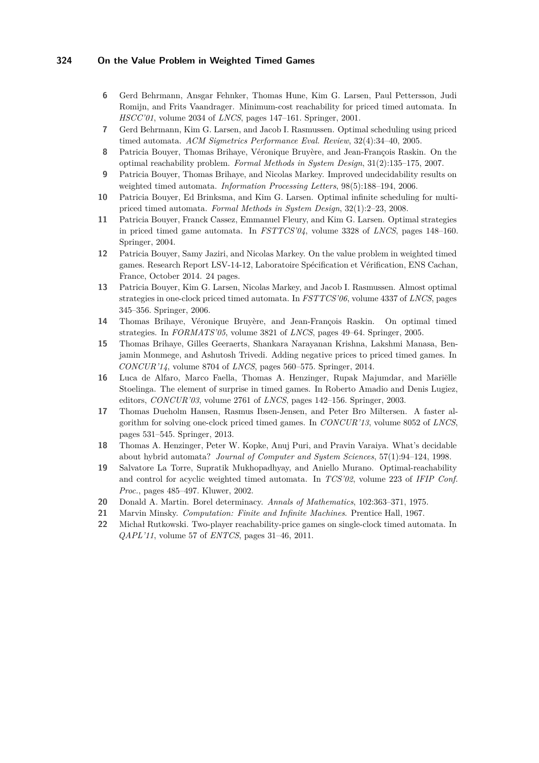6 Gerd Behrmann, Ansgar Fehnker, Thomas Hune, Kim G. Larsen, Paul Pettersson, Judi Romijn, and Frits Vaandrager. Minimum-cost reachability for priced timed automata. In *HSCC'01*, volume 2034 of *LNCS*, pages 147–161. Springer, 2001.

7 Gerd Behrmann, Kim G. Larsen, and Jacob I. Rasmussen. Optimal scheduling using priced timed automata. *ACM Sigmetrics Performance Eval. Review*, 32(4):34–40, 2005.

8 Patricia Bouyer, Thomas Brihaye, Véronique Bruyère, and Jean-François Raskin. On the optimal reachability problem. *Formal Methods in System Design*, 31(2):135–175, 2007.

9 Patricia Bouyer, Thomas Brihaye, and Nicolas Markey. Improved undecidability results on weighted timed automata. *Information Processing Letters*, 98(5):188–194, 2006.

10 Patricia Bouyer, Ed Brinksma, and Kim G. Larsen. Optimal infinite scheduling for multi-priced timed automata. *Formal Methods in System Design*, 32(1):2–23, 2008.

11 Patricia Bouyer, Franck Cassez, Emmanuel Fleury, and Kim G. Larsen. Optimal strategies in priced timed game automata. In *FSTTCS'04*, volume 3328 of *LNCS*, pages 148–160. Springer, 2004.

12 Patricia Bouyer, Samy Jaziri, and Nicolas Markey. On the value problem in weighted timed games. Research Report LSV-14-12, Laboratoire Spécification et Vérification, ENS Cachan, France, October 2014. 24 pages.

13 Patricia Bouyer, Kim G. Larsen, Nicolas Markey, and Jacob I. Rasmussen. Almost optimal strategies in one-clock priced timed automata. In *FSTTCS'06*, volume 4337 of *LNCS*, pages 345–356. Springer, 2006.

14 Thomas Brihaye, Véronique Bruyère, and Jean-François Raskin. On optimal timed strategies. In *FORMATS'05*, volume 3821 of *LNCS*, pages 49–64. Springer, 2005.

15 Thomas Brihaye, Gilles Geeraerts, Shankara Narayanan Krishna, Lakshmi Manasa, Benjamin Monmege, and Ashutosh Trivedi. Adding negative prices to priced timed games. In *CONCUR'14*, volume 8704 of *LNCS*, pages 560–575. Springer, 2014.

16 Luca de Alfaro, Marco Faella, Thomas A. Henzinger, Rupak Majumdar, and Mariëlle Stoelinga. The element of surprise in timed games. In Roberto Amadio and Denis Lugiez, editors, *CONCUR'03*, volume 2761 of *LNCS*, pages 142–156. Springer, 2003.

17 Thomas Dueholm Hansen, Rasmus Ibsen-Jensen, and Peter Bro Miltersen. A faster algorithm for solving one-clock priced timed games. In *CONCUR'13*, volume 8052 of *LNCS*, pages 531–545. Springer, 2013.

18 Thomas A. Henzinger, Peter W. Kopke, Anuj Puri, and Pravin Varaiya. What's decidable about hybrid automata? *Journal of Computer and System Sciences*, 57(1):94–124, 1998.

19 Salvatore La Torre, Supratik Mukhopadhyay, and Aniello Murano. Optimal-reachability and control for acyclic weighted timed automata. In *TCS'02*, volume 223 of *IFIP Conf. Proc.*, pages 485–497. Kluwer, 2002.

20 Donald A. Martin. Borel determinacy. *Annals of Mathematics*, 102:363–371, 1975.

21 Marvin Minsky. *Computation: Finite and Infinite Machines*. Prentice Hall, 1967.

22 Michał Rutkowski. Two-player reachability-price games on single-clock timed automata. In *QAPL'11*, volume 57 of *ENTCS*, pages 31–46, 2011.